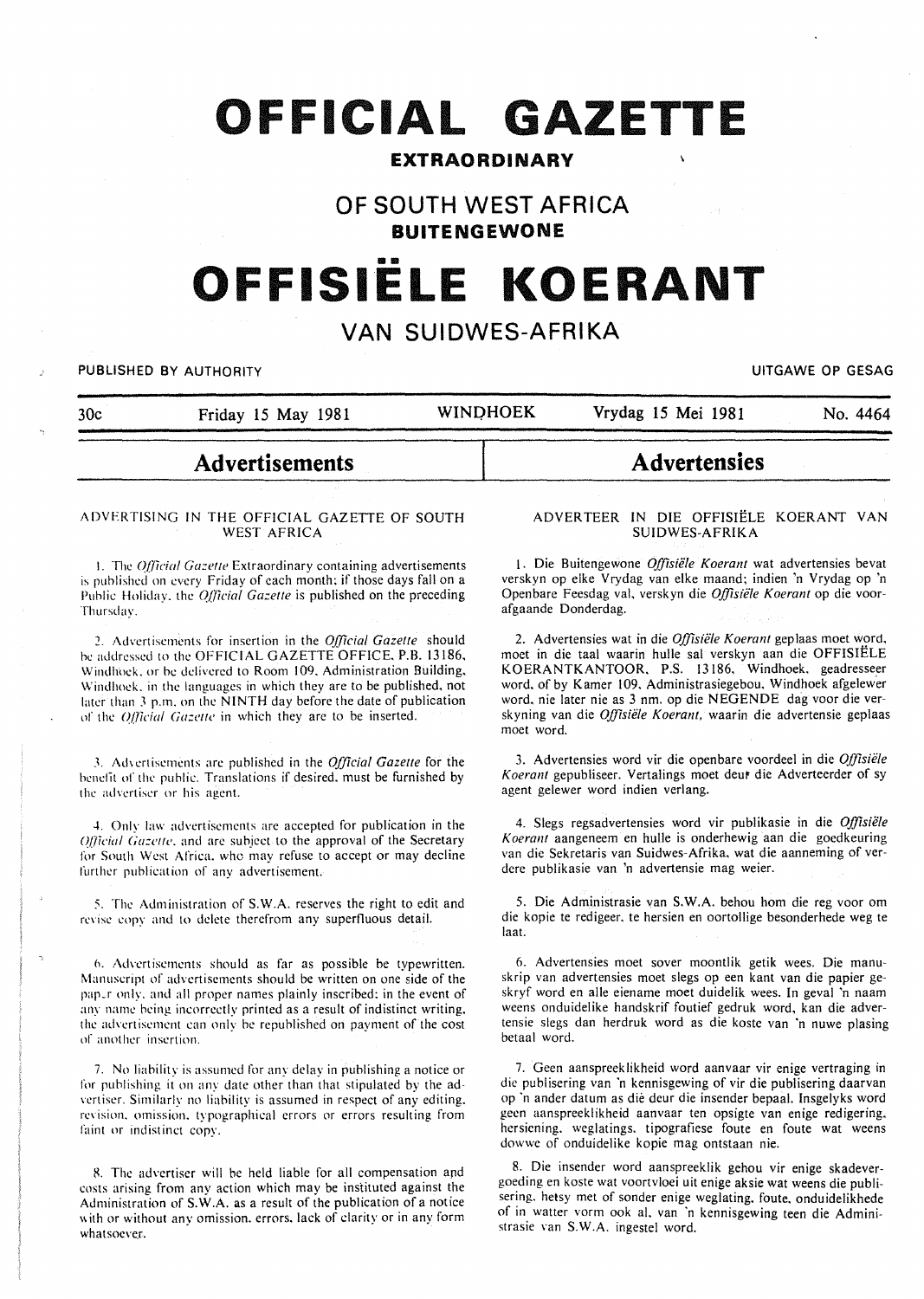# OFFICIAL GAZETTE

## EXTRAORDINARY

## OF SOUTH WEST AFRICA

## BUITENGEWONE

# OFFISIËLE KOERANT

## VAN SUIDWES-AFRIKA

PUBLISHED BY AUTHORITY — UITGAWE OP GESAG

30c — Friday 15 May 1981 — WINDHOEK — Vrydag 15 Mei 1981 — No. 4464

## Advertisements

### ADVERTISING IN THE OFFICIAL GAZETTE OF SOUTH WEST AFRICA

1. The *Official Gazette* Extraordinary containing advertisements is published on every Friday of each month; if those days fall on a Public Holiday, the *Official Gazette* is published on the preceding Thursday.

2. Advertisements for insertion in the *Official Gazette* should be addressed to the OFFICIAL GAZETTE OFFICE, P.B. 13186, Windhoek, or be delivered to Room 109, Administration Building, Windhoek, in the languages in which they are to be published, not later than 3 p.m. on the NINTH day before the date of publication of the *Official Gazette* in which they are to be inserted.

3. Advertisements are published in the *Official Gazette* for the benefit of the public. Translations if desired, must be furnished by the advertiser or his agent.

4. Only law advertisements are accepted for publication in the *Official Gazette*, and are subject to the approval of the Secretary for South West Africa, who may refuse to accept or may decline further publication of any advertisement.

5. The Administration of S.W.A. reserves the right to edit and revise copy and to delete therefrom any superfluous detail.

6. Advertisements should as far as possible be typewritten. Manuscript of advertisements should be written on one side of the paper only, and all proper names plainly inscribed; in the event of any name being incorrectly printed as a result of indistinct writing, the advertisement can only be republished on payment of the cost of another insertion.

7. No liability is assumed for any delay in publishing a notice or for publishing it on any date other than that stipulated by the advertiser. Similarly no liability is assumed in respect of any editing, revision, omission, typographical errors or errors resulting from faint or indistinct copy.

8. The advertiser will be held liable for all compensation and costs arising from any action which may be instituted against the Administration of S.W.A. as a result of the publication of a notice with or without any omission, errors, lack of clarity or in any form whatsoever.

## Advertensies

### ADVERTEER IN DIE OFFISIËLE KOERANT VAN SUIDWES-AFRIKA

1. Die Buitengewone *Offisiële Koerant* wat advertensies bevat verskyn op elke Vrydag van elke maand; indien 'n Vrydag op 'n Openbare Feesdag val, verskyn die *Offisiële Koerant* op die voorafgaande Donderdag.

2. Advertensies wat in die *Offisiële Koerant* geplaas moet word, moet in die taal waarin hulle sal verskyn aan die OFFISIËLE KOERANTKANTOOR, P.S. 13186, Windhoek, geadresseer word, of by Kamer 109, Administrasiegebou, Windhoek afgelewer word, nie later nie as 3 nm. op die NEGENDE dag voor die verskyning van die *Offisiële Koerant*, waarin die advertensie geplaas moet word.

3. Advertensies word vir die openbare voordeel in die *Offisiële Koerant* gepubliseer. Vertalings moet deur die Adverteerder of sy agent gelewer word indien verlang.

4. Slegs regsadvertensies word vir publikasie in die *Offisiële Koerant* aangeneem en hulle is onderhewig aan die goedkeuring van die Sekretaris van Suidwes-Afrika, wat die aanneming of verdere publikasie van 'n advertensie mag weier.

5. Die Administrasie van S.W.A. behou hom die reg voor om die kopie te redigeer, te hersien en oortollige besonderhede weg te laat.

6. Advertensies moet sover moontlik getik wees. Die manuskrip van advertensies moet slegs op een kant van die papier geskryf word en alle eiename moet duidelik wees. In geval 'n naam weens onduidelike handskrif foutief gedruk word, kan die advertensie slegs dan herdruk word as die koste van 'n nuwe plasing betaal word.

7. Geen aanspreeklikheid word aanvaar vir enige vertraging in die publisering van 'n kennisgewing of vir die publisering daarvan op 'n ander datum as dié deur die insender bepaal. Insgelyks word geen aanspreeklikheid aanvaar ten opsigte van enige redigering, hersiening, weglatings, tipografiese foute en foute wat weens dowwe of onduidelike kopie mag ontstaan nie.

8. Die insender word aanspreeklik gehou vir enige skadevergoeding en koste wat voortvloei uit enige aksie wat weens die publisering, hetsy met of sonder enige weglating, foute, onduidelikhede of in watter vorm ook al, van 'n kennisgewing teen die Administrasie van S.W.A. ingestel word.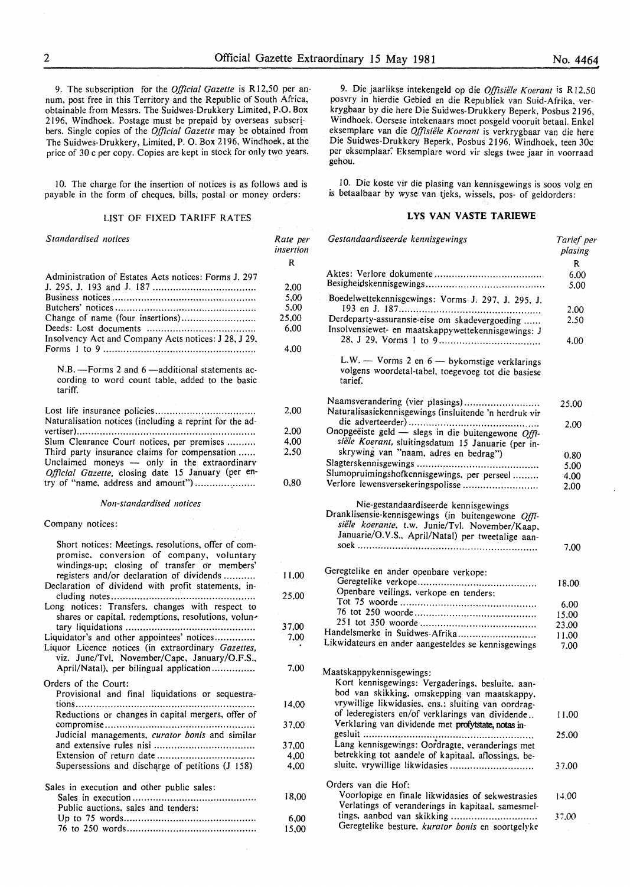9. The subscription for the *Official Gazette* is R12,50 per annum, post free in this Territory and the Republic of South Africa, obtainable from Messrs. The Suidwes-Drukkery Limited, P.O. Box 2196, Windhoek. Postage must be prepaid by overseas subscribers. Single copies of the *Official Gazette* may be obtained from The Suidwes-Drukkery, Limited, P. O. Box 2196, Windhoek, at the price of 30 c per copy. Copies are kept in stock for only two years.

10. The charge for the insertion of notices is as follows and is payable in the form of cheques, bills, postal or money orders:

LIST OF FIXED TARIFF RATES

| *Standardised notices* | Rate per insertion R |
|---|---|
| Administration of Estates Acts notices: Forms J. 297 J. 295, J. 193 and J. 187 | 2,00 |
| Business notices | 5,00 |
| Butchers' notices | 5,00 |
| Change of name (four insertions) | 25,00 |
| Deeds: Lost documents | 6,00 |
| Insolvency Act and Company Acts notices: J 28, J 29, Forms 1 to 9 | 4,00 |
| N.B. — Forms 2 and 6 — additional statements according to word count table, added to the basic tariff. | |
| Lost life insurance policies | 2,00 |
| Naturalisation notices (including a reprint for the advertiser) | 2,00 |
| Slum Clearance Court notices, per premises | 4,00 |
| Third party insurance claims for compensation | 2,50 |
| Unclaimed moneys — only in the extraordinary *Official Gazette*, closing date 15 January (per entry of "name, address and amount") | 0,80 |
| *Non-standardised notices* | |
| Company notices: | |
| Short notices: Meetings, resolutions, offer of compromise, conversion of company, voluntary windings-up; closing of transfer or members' registers and/or declaration of dividends | 11,00 |
| Declaration of dividend with profit statements, including notes | 25,00 |
| Long notices: Transfers, changes with respect to shares or capital, redemptions, resolutions, voluntary liquidations | 37,00 |
| Liquidator's and other appointees' notices | 7,00 |
| Liquor Licence notices (in extraordinary *Gazettes*, viz. June/Tvl, November/Cape, January/O.F.S., April/Natal), per bilingual application | 7,00 |
| Orders of the Court: | |
| Provisional and final liquidations or sequestrations | 14,00 |
| Reductions or changes in capital mergers, offer of compromise | 37,00 |
| Judicial managements, *curator bonis* and similar and extensive rules nisi | 37,00 |
| Extension of return date | 4,00 |
| Supersessions and discharge of petitions (J 158) | 4,00 |
| Sales in execution and other public sales: | |
| Sales in execution | 18,00 |
| Public auctions, sales and tenders: | |
| Up to 75 words | 6,00 |
| 76 to 250 words | 15,00 |

9. Die jaarlikse intekengeld op die *Offisiële Koerant* is R12,50 posvry in hierdie Gebied en die Republiek van Suid-Afrika, verkrygbaar by die here Die Suidwes-Drukkery Beperk, Posbus 2196, Windhoek. Oorsese intekenaars moet posgeld vooruit betaal. Enkel eksemplare van die *Offisiële Koerant* is verkrygbaar van die here Die Suidwes-Drukkery Beperk, Posbus 2196, Windhoek, teen 30c per eksemplaar. Eksemplare word vir slegs twee jaar in voorraad gehou.

10. Die koste vir die plasing van kennisgewings is soos volg en is betaalbaar by wyse van tjeks, wissels, pos- of geldorders:

**LYS VAN VASTE TARIEWE**

| *Gestandaardiseerde kennisgewings* | Tarief per plasing R |
|---|---|
| Aktes: Verlore dokumente | 6.00 |
| Besigheidskennisgewings | 5.00 |
| Boedelwettekennisgewings: Vorms J. 297, J. 295, J. 193 en J. 187 | 2.00 |
| Derdeparty-assuransie-eise om skadevergoeding | 2.50 |
| Insolvensiewet- en maatskappywettekennisgewings: J 28, J 29, Vorms 1 to 9 | 4.00 |
| L.W. — Vorms 2 en 6 — bykomstige verklarings volgens woordetal-tabel, toegevoeg tot die basiese tarief. | |
| Naamsverandering (vier plasings) | 25.00 |
| Naturalisasiekennisgewings (insluitende 'n herdruk vir die adverteerder) | 2.00 |
| Onopgeëiste geld — slegs in die buitengewone *Offisiële Koerant*, sluitingsdatum 15 Januarie (per inskrywing van "naam, adres en bedrag") | 0.80 |
| Slagterskennisgewings | 5.00 |
| Slumopruimingshofkennisgewings, per perseel | 4.00 |
| Verlore lewensversekeringspolisse | 2.00 |
| Nie-gestandaardiseerde kennisgewings | |
| Dranklisensie-kennisgewings (in buitengewone *Offisiële koerante*, t.w. Junie/Tvl. November/Kaap, Januarie/O.V.S., April/Natal) per tweetalige aansoek | 7.00 |
| Geregtelike en ander openbare verkope: | |
| Geregtelike verkope | 18.00 |
| Openbare veilings, verkope en tenders: | |
| Tot 75 woorde | 6.00 |
| 76 tot 250 woorde | 15.00 |
| 251 tot 350 woorde | 23.00 |
| Handelsmerke in Suidwes-Afrika | 11.00 |
| Likwidateurs en ander aangesteldes se kennisgewings | 7.00 |
| Maatskappykennisgewings: | |
| Kort kennisgewings: Vergaderings, besluite, aanbod van skikking, omskepping van maatskappy, vrywillige likwidasies, ens.; sluiting van oordragof lederegisters en/of verklarings van dividende | 11.00 |
| Verklaring van dividende met profytstate, notas ingesluit | 25.00 |
| Lang kennisgewings: Oordragte, veranderings met betrekking tot aandele of kapitaal, aflossings, besluite, vrywillige likwidasies | 37.00 |
| Orders van die Hof: | |
| Voorlopige en finale likwidasies of sekwestrasies | 14.00 |
| Verlatings of veranderings in kapitaal, samesmeltings, aanbod van skikking | 37.00 |
| Geregtelike besture, *kurator bonis* en soortgelyke | |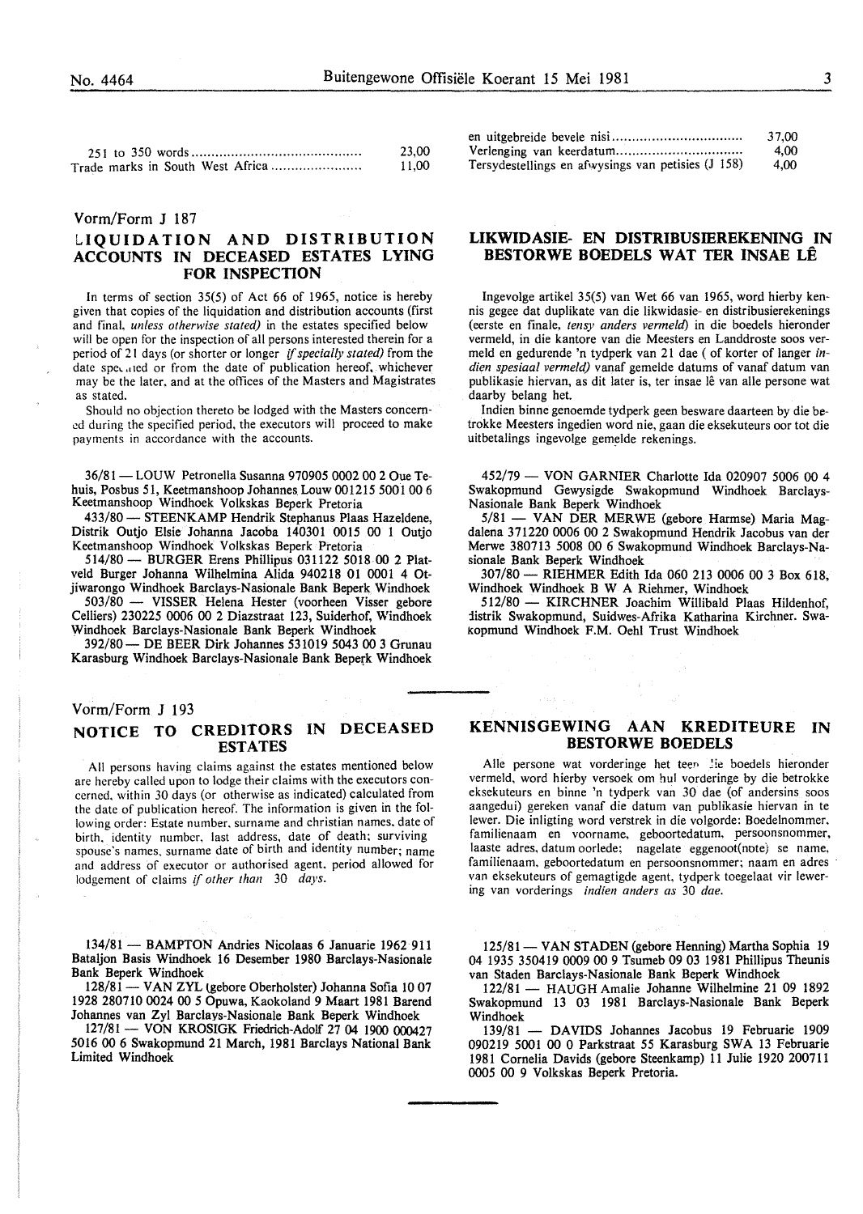| | |
|---|---|
| 251 to 350 words | 23,00 |
| Trade marks in South West Africa | 11,00 |

| | |
|---|---|
| en uitgebreide bevele nisi | 37,00 |
| Verlenging van keerdatum | 4,00 |
| Tersydestellings en afwysings van petisies (J 158) | 4,00 |

Vorm/Form J 187

## LIQUIDATION AND DISTRIBUTION ACCOUNTS IN DECEASED ESTATES LYING FOR INSPECTION

In terms of section 35(5) of Act 66 of 1965, notice is hereby given that copies of the liquidation and distribution accounts (first and final, *unless otherwise stated)* in the estates specified below will be open for the inspection of all persons interested therein for a period of 21 days (or shorter or longer *if specially stated)* from the date specified or from the date of publication hereof, whichever may be the later, and at the offices of the Masters and Magistrates as stated.

Should no objection thereto be lodged with the Masters concerned during the specified period, the executors will proceed to make payments in accordance with the accounts.

36/81 — LOUW Petronella Susanna 970905 0002 00 2 Oue Tehuis, Posbus 51, Keetmanshoop Johannes Louw 001215 5001 00 6 Keetmanshoop Windhoek Volkskas Beperk Pretoria

433/80 — STEENKAMP Hendrik Stephanus Plaas Hazeldene, Distrik Outjo Elsie Johanna Jacoba 140301 0015 00 1 Outjo Keetmanshoop Windhoek Volkskas Beperk Pretoria

514/80 — BURGER Erens Phillipus 031122 5018 00 2 Platveld Burger Johanna Wilhelmina Alida 940218 01 0001 4 Otjiwarongo Windhoek Barclays-Nasionale Bank Beperk Windhoek

503/80 — VISSER Helena Hester (voorheen Visser gebore Celliers) 230225 0006 00 2 Diazstraat 123, Suiderhof, Windhoek Windhoek Barclays-Nasionale Bank Beperk Windhoek

392/80 — DE BEER Dirk Johannes 531019 5043 00 3 Grunau Karasburg Windhoek Barclays-Nasionale Bank Beperk Windhoek

## LIKWIDASIE- EN DISTRIBUSIEREKENING IN BESTORWE BOEDELS WAT TER INSAE LÊ

Ingevolge artikel 35(5) van Wet 66 van 1965, word hierby kennis gegee dat duplikate van die likwidasie- en distribusierekenings (eerste en finale, *tensy anders vermeld)* in die boedels hieronder vermeld, in die kantore van die Meesters en Landdroste soos vermeld en gedurende 'n tydperk van 21 dae ( of korter of langer *indien spesiaal vermeld)* vanaf gemelde datums of vanaf datum van publikasie hiervan, as dit later is, ter insae lê van alle persone wat daarby belang het.

Indien binne genoemde tydperk geen besware daarteen by die betrokke Meesters ingedien word nie, gaan die eksekuteurs oor tot die uitbetalings ingevolge gemelde rekenings.

452/79 — VON GARNIER Charlotte Ida 020907 5006 00 4 Swakopmund Gewysigde Swakopmund Windhoek Barclays-Nasionale Bank Beperk Windhoek

5/81 — VAN DER MERWE (gebore Harmse) Maria Magdalena 371220 0006 00 2 Swakopmund Hendrik Jacobus van der Merwe 380713 5008 00 6 Swakopmund Windhoek Barclays-Nasionale Bank Beperk Windhoek

307/80 — RIEHMER Edith Ida 060 213 0006 00 3 Box 618, Windhoek Windhoek B W A Riehmer, Windhoek

512/80 — KIRCHNER Joachim Willibald Plaas Hildenhof, distrik Swakopmund, Suidwes-Afrika Katharina Kirchner. Swakopmund Windhoek F.M. Oehl Trust Windhoek

Vorm/Form J 193

## NOTICE TO CREDITORS IN DECEASED ESTATES

All persons having claims against the estates mentioned below are hereby called upon to lodge their claims with the executors concerned, within 30 days (or otherwise as indicated) calculated from the date of publication hereof. The information is given in the following order: Estate number, surname and christian names, date of birth, identity number, last address, date of death; surviving spouse's names, surname date of birth and identity number; name and address of executor or authorised agent, period allowed for lodgement of claims *if other than 30 days.*

134/81 — BAMPTON Andries Nicolaas 6 Januarie 1962 911 Bataljon Basis Windhoek 16 Desember 1980 Barclays-Nasionale Bank Beperk Windhoek

128/81 — VAN ZYL (gebore Oberholster) Johanna Sofia 10 07 1928 280710 0024 00 5 Opuwa, Kaokoland 9 Maart 1981 Barend Johannes van Zyl Barclays-Nasionale Bank Beperk Windhoek

127/81 — VON KROSIGK Friedrich-Adolf 27 04 1900 000427 5016 00 6 Swakopmund 21 March, 1981 Barclays National Bank Limited Windhoek

## KENNISGEWING AAN KREDITEURE IN BESTORWE BOEDELS

Alle persone wat vorderinge het teen die boedels hieronder vermeld, word hierby versoek om hul vorderinge by die betrokke eksekuteurs en binne 'n tydperk van 30 dae (of andersins soos aangedui) gereken vanaf die datum van publikasie hiervan in te lewer. Die inligting word verstrek in die volgorde: Boedelnommer, familienaam en voorname, geboortedatum, persoonsnommer, laaste adres, datum oorlede; nagelate eggenoot(note) se name, familienaam, geboortedatum en persoonsnommer; naam en adres van eksekuteurs of gemagtigde agent, tydperk toegelaat vir lewering van vorderings *indien anders as 30 dae.*

125/81 — VAN STADEN (gebore Henning) Martha Sophia 19 04 1935 350419 0009 00 9 Tsumeb 09 03 1981 Phillipus Theunis van Staden Barclays-Nasionale Bank Beperk Windhoek

122/81 — HAUGH Amalie Johanne Wilhelmine 21 09 1892 Swakopmund 13 03 1981 Barclays-Nasionale Bank Beperk Windhoek

139/81 — DAVIDS Johannes Jacobus 19 Februarie 1909 090219 5001 00 0 Parkstraat 55 Karasburg SWA 13 Februarie 1981 Cornelia Davids (gebore Steenkamp) 11 Julie 1920 200711 0005 00 9 Volkskas Beperk Pretoria.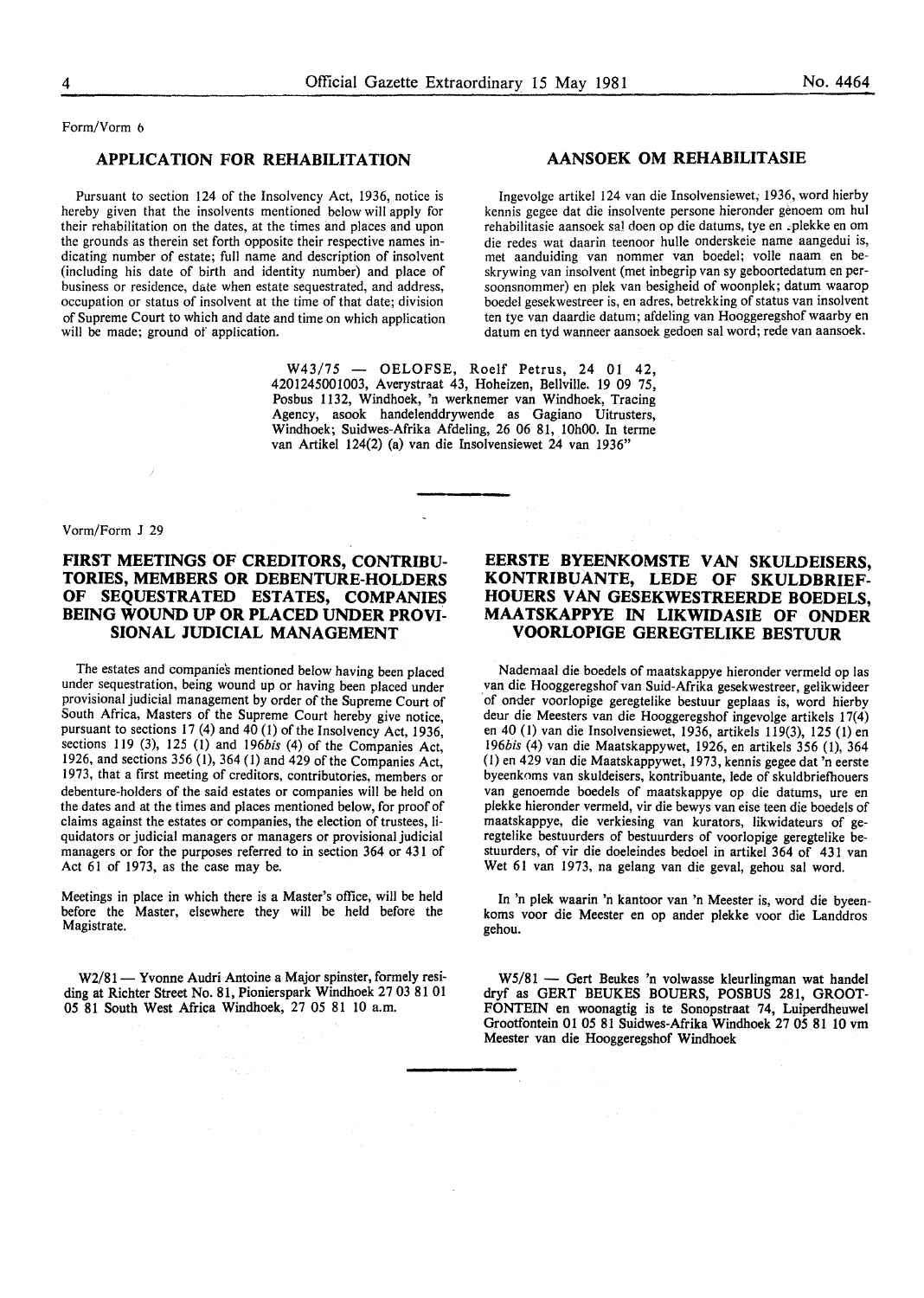Form/Vorm 6

## APPLICATION FOR REHABILITATION

Pursuant to section 124 of the Insolvency Act, 1936, notice is hereby given that the insolvents mentioned below will apply for their rehabilitation on the dates, at the times and places and upon the grounds as therein set forth opposite their respective names indicating number of estate; full name and description of insolvent (including his date of birth and identity number) and place of business or residence, date when estate sequestrated, and address, occupation or status of insolvent at the time of that date; division of Supreme Court to which and date and time on which application will be made; ground of application.

## AANSOEK OM REHABILITASIE

Ingevolge artikel 124 van die Insolvensiewet, 1936, word hierby kennis gegee dat die insolvente persone hieronder genoem om hul rehabilitasie aansoek sal doen op die datums, tye en plekke en om die redes wat daarin teenoor hulle onderskeie name aangedui is, met aanduiding van nommer van boedel; volle naam en beskrywing van insolvent (met inbegrip van sy geboortedatum en persoonsnommer) en plek van besigheid of woonplek; datum waarop boedel gesekwestreer is, en adres, betrekking of status van insolvent ten tye van daardie datum; afdeling van Hooggeregshof waarby en datum en tyd wanneer aansoek gedoen sal word; rede van aansoek.

W43/75 — OELOFSE, Roelf Petrus, 24 01 42, 4201245001003, Averystraat 43, Hoheizen, Bellville. 19 09 75, Posbus 1132, Windhoek, 'n werknemer van Windhoek, Tracing Agency, asook handelenddrywende as Gagiano Uitrusters, Windhoek; Suidwes-Afrika Afdeling, 26 06 81, 10h00. In terme van Artikel 124(2) (a) van die Insolvensiewet 24 van 1936"

---

Vorm/Form J 29

## FIRST MEETINGS OF CREDITORS, CONTRIBUTORIES, MEMBERS OR DEBENTURE-HOLDERS OF SEQUESTRATED ESTATES, COMPANIES BEING WOUND UP OR PLACED UNDER PROVISIONAL JUDICIAL MANAGEMENT

The estates and companies mentioned below having been placed under sequestration, being wound up or having been placed under provisional judicial management by order of the Supreme Court of South Africa, Masters of the Supreme Court hereby give notice, pursuant to sections 17 (4) and 40 (1) of the Insolvency Act, 1936, sections 119 (3), 125 (1) and 196*bis* (4) of the Companies Act, 1926, and sections 356 (1), 364 (1) and 429 of the Companies Act, 1973, that a first meeting of creditors, contributories, members or debenture-holders of the said estates or companies will be held on the dates and at the times and places mentioned below, for proof of claims against the estates or companies, the election of trustees, liquidators or judicial managers or managers or provisional judicial managers or for the purposes referred to in section 364 or 431 of Act 61 of 1973, as the case may be.

Meetings in place in which there is a Master's office, will be held before the Master, elsewhere they will be held before the Magistrate.

W2/81 — Yvonne Audri Antoine a Major spinster, formely residing at Richter Street No. 81, Pionierspark Windhoek 27 03 81 01 05 81 South West Africa Windhoek, 27 05 81 10 a.m.

## EERSTE BYEENKOMSTE VAN SKULDEISERS, KONTRIBUANTE, LEDE OF SKULDBRIEFHOUERS VAN GESEKWESTREERDE BOEDELS, MAATSKAPPYE IN LIKWIDASIE OF ONDER VOORLOPIGE GEREGTELIKE BESTUUR

Nademaal die boedels of maatskappye hieronder vermeld op las van die Hooggeregshof van Suid-Afrika gesekwestreer, gelikwideer of onder voorlopige geregtelike bestuur geplaas is, word hierby deur die Meesters van die Hooggeregshof ingevolge artikels 17(4) en 40 (1) van die Insolvensiewet, 1936, artikels 119(3), 125 (1) en 196*bis* (4) van die Maatskappywet, 1926, en artikels 356 (1), 364 (1) en 429 van die Maatskappywet, 1973, kennis gegee dat 'n eerste byeenkoms van skuldeisers, kontribuante, lede of skuldbriefhouers van genoemde boedels of maatskappye op die datums, ure en plekke hieronder vermeld, vir die bewys van eise teen die boedels of maatskappye, die verkiesing van kurators, likwidateurs of geregtelike bestuurders of bestuurders of voorlopige geregtelike bestuurders, of vir die doeleindes bedoel in artikel 364 of 431 van Wet 61 van 1973, na gelang van die geval, gehou sal word.

In 'n plek waarin 'n kantoor van 'n Meester is, word die byeenkoms voor die Meester en op ander plekke voor die Landdros gehou.

W5/81 — Gert Beukes 'n volwasse kleurlingman wat handel dryf as GERT BEUKES BOUERS, POSBUS 281, GROOTFONTEIN en woonagtig is te Sonopstraat 74, Luiperdheuwel Grootfontein 01 05 81 Suidwes-Afrika Windhoek 27 05 81 10 vm Meester van die Hooggeregshof Windhoek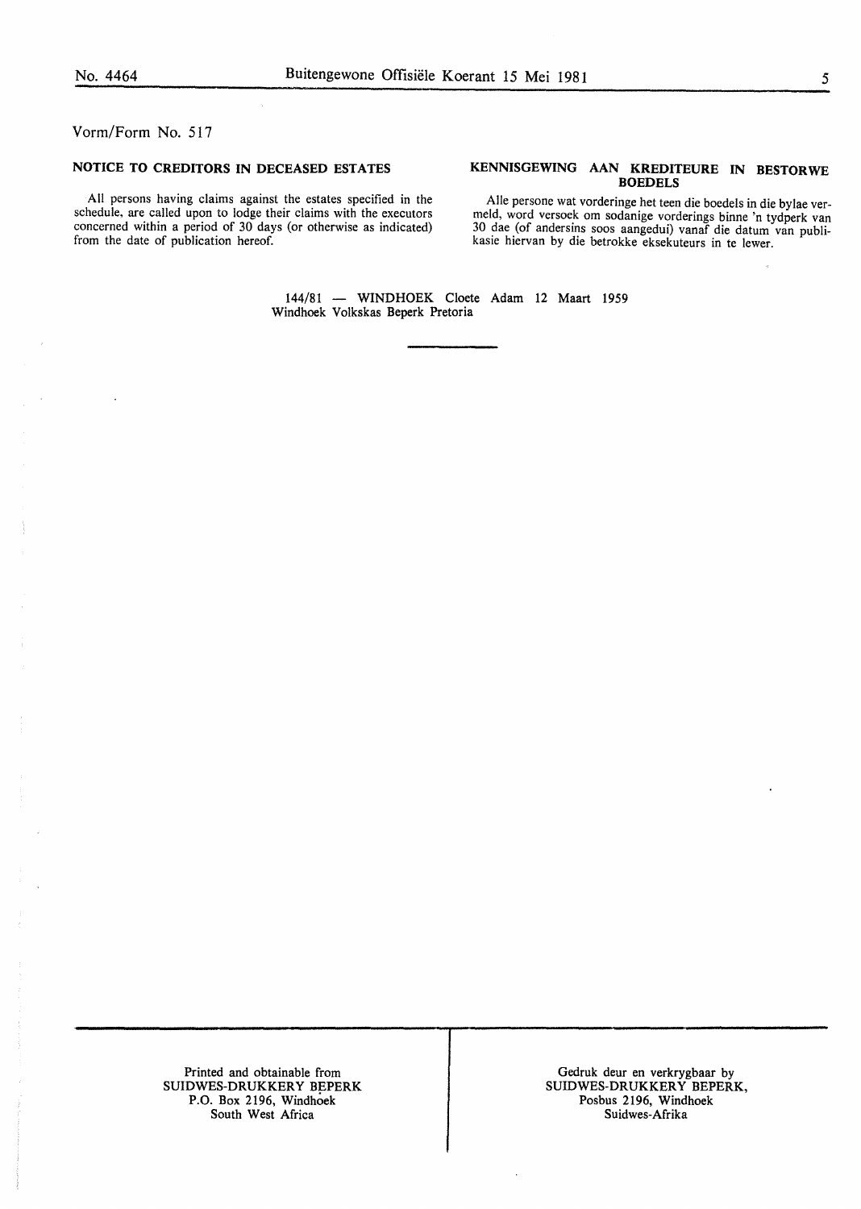Vorm/Form No. 517

## NOTICE TO CREDITORS IN DECEASED ESTATES

All persons having claims against the estates specified in the schedule, are called upon to lodge their claims with the executors concerned within a period of 30 days (or otherwise as indicated) from the date of publication hereof.

## KENNISGEWING AAN KREDITEURE IN BESTORWE BOEDELS

Alle persone wat vorderinge het teen die boedels in die bylae vermeld, word versoek om sodanige vorderings binne 'n tydperk van 30 dae (of andersins soos aangedui) vanaf die datum van publikasie hiervan by die betrokke eksekuteurs in te lewer.

144/81 — WINDHOEK Cloete Adam 12 Maart 1959 Windhoek Volkskas Beperk Pretoria

---

Printed and obtainable from
SUIDWES-DRUKKERY BEPERK
P.O. Box 2196, Windhoek
South West Africa

Gedruk deur en verkrygbaar by
SUIDWES-DRUKKERY BEPERK,
Posbus 2196, Windhoek
Suidwes-Afrika